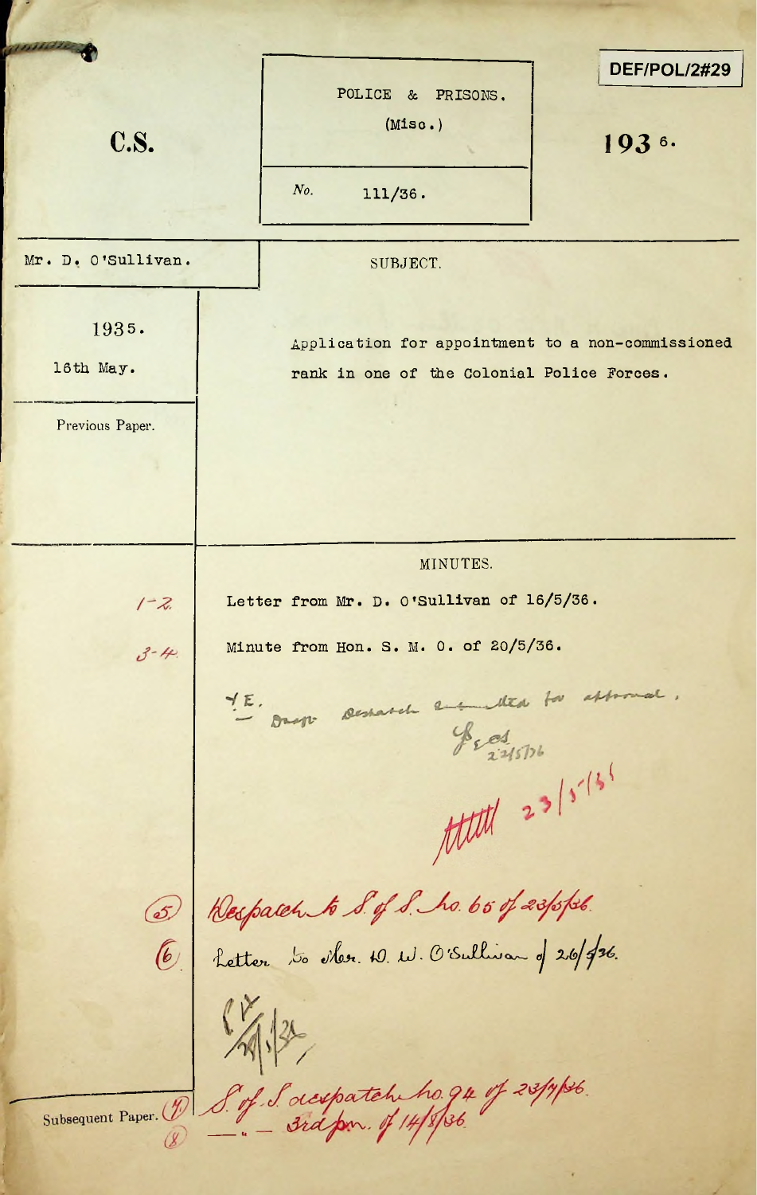C.S.

POLICE & PRISONS.
(Misc.)

No. 111/36.

DEF/POL/2#29

1936.

Mr. D. O'Sullivan.

SUBJECT.

1935.
16th May.

Application for appointment to a non-commissioned rank in one of the Colonial Police Forces.

Previous Paper.

MINUTES.

1-2. Letter from Mr. D. O'Sullivan of 16/5/36.

3-4. Minute from Hon. S. M. O. of 20/5/36.

Y.E.
Draft despatch submitted for approval.
22/5/36

23/5/36

(5) Despatch to S. of S. No. 65 of 23/5/36.

(6) Letter to Mr. D. W. O'Sullivan of 26/5/36.

29/5/36

Subsequent Paper. (7) S. of S. despatch No. 94 of 23/7/36.

(8) — " — 3rd pm. of 14/8/36.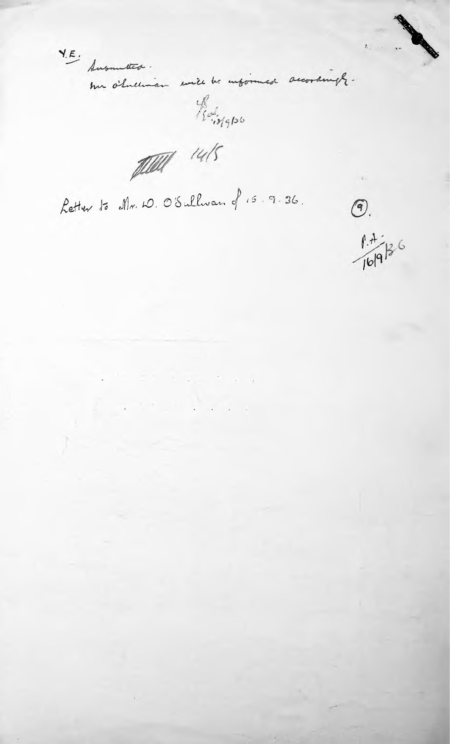Y.E.

Submitted.

Mr O'Sullivan will be informed accordingly.

[initials] 15/9/36

[initials] 14/5

Letter to Mr. D. O'Sullivan of 15. 9. 36.

(9).

P.A. 16/9/36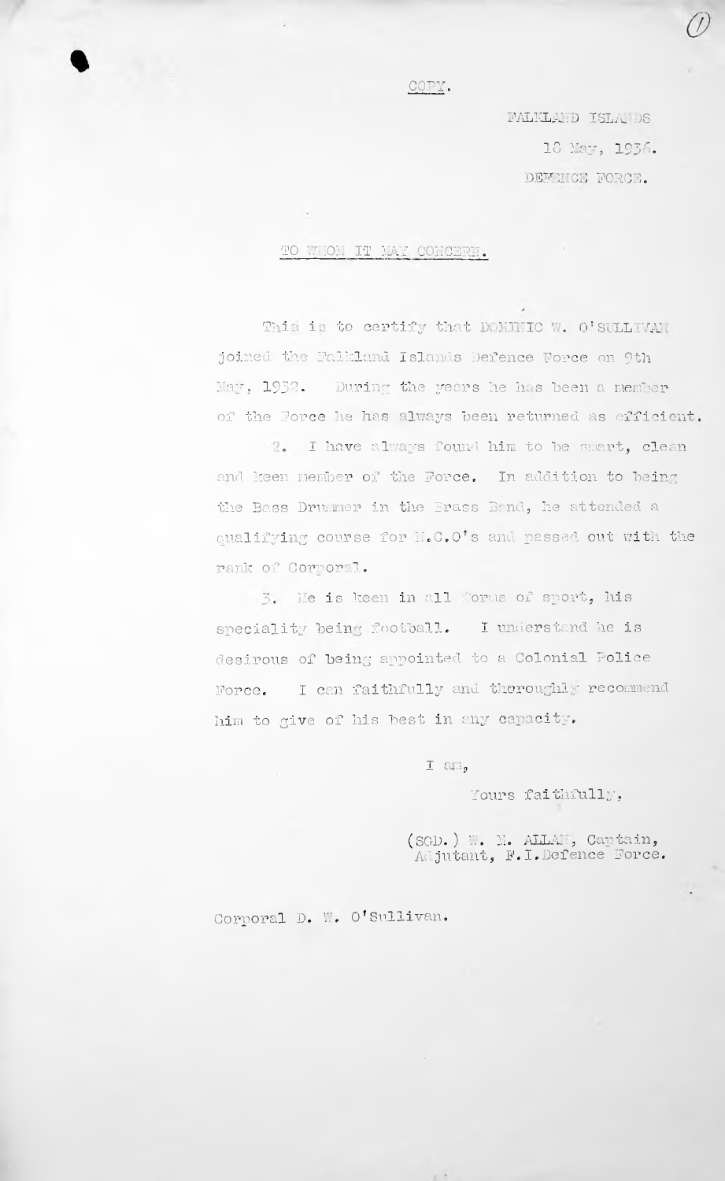COPY.

FALKLAND ISLANDS

18 May, 1936.

DEFENCE FORCE.

TO WHOM IT MAY CONCERN.

This is to certify that DOMINIC W. O'SULLIVAN joined the Falkland Islands Defence Force on 9th May, 1932. During the years he has been a member of the Force he has always been returned as efficient.

2. I have always found him to be smart, clean and keen member of the Force. In addition to being the Bass Drummer in the Brass Band, he attended a qualifying course for N.C.O's and passed out with the rank of Corporal.

3. He is keen in all forms of sport, his speciality being football. I understand he is desirous of being appointed to a Colonial Police Force. I can faithfully and thoroughly recommend him to give of his best in any capacity.

I am,

Yours faithfully,

(SGD.) W. M. ALLAN, Captain,
Adjutant, F.I.Defence Force.

Corporal D. W. O'Sullivan.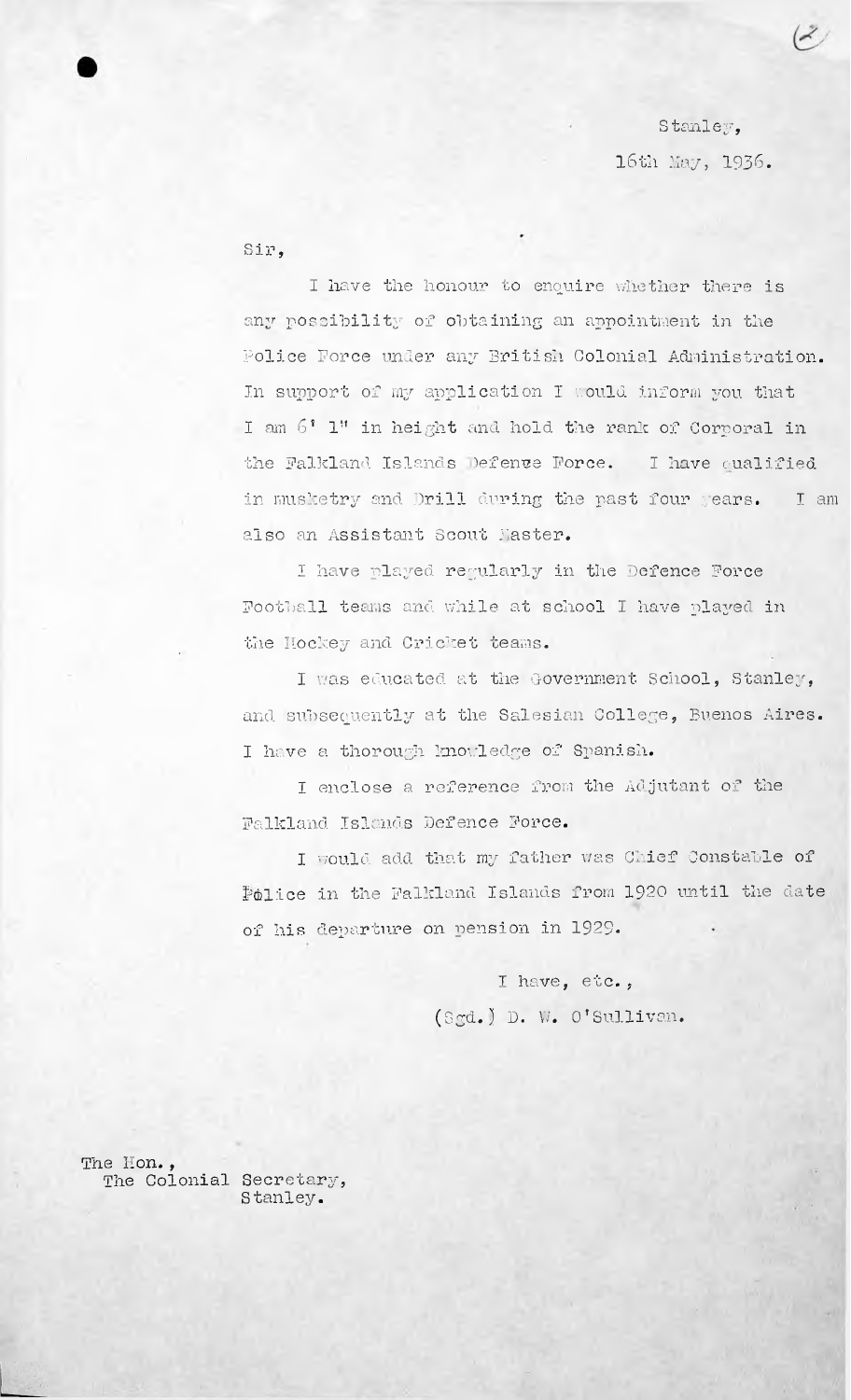Stanley,

16th May, 1936.

Sir,

I have the honour to enquire whether there is any possibility of obtaining an appointment in the Police Force under any British Colonial Administration. In support of my application I would inform you that I am 6' 1" in height and hold the rank of Corporal in the Falkland Islands Defenve Force. I have qualified in musketry and Drill during the past four years. I am also an Assistant Scout Master.

I have played regularly in the Defence Force Football teams and while at school I have played in the Hockey and Cricket teams.

I was educated at the Government School, Stanley, and subsequently at the Salesian College, Buenos Aires. I have a thorough knowledge of Spanish.

I enclose a reference from the Adjutant of the Falkland Islands Defence Force.

I would add that my father was Chief Constable of Police in the Falkland Islands from 1920 until the date of his departure on pension in 1929.

I have, etc.,

(Sgd.) D. W. O'Sullivan.

The Hon.,
The Colonial Secretary,
Stanley.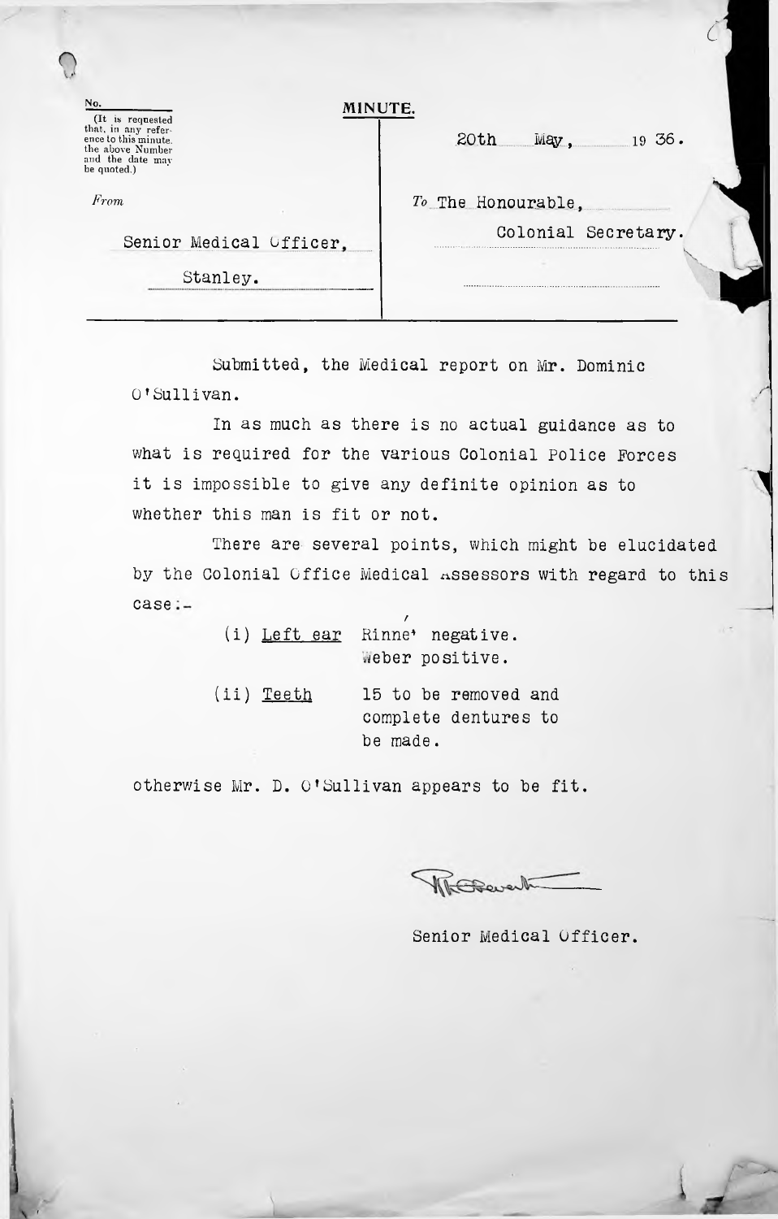No.
(It is requested that, in any reference to this minute, the above Number and the date may be quoted.)

**MINUTE.**

20th May, 1936.

*From*

Senior Medical Officer,

Stanley.

*To* The Honourable,

Colonial Secretary.

Submitted, the Medical report on Mr. Dominic O'Sullivan.

In as much as there is no actual guidance as to what is required for the various Colonial Police Forces it is impossible to give any definite opinion as to whether this man is fit or not.

There are several points, which might be elucidated by the Colonial Office Medical Assessors with regard to this case:-

(i) Left ear  Rinné negative.
Weber positive.

(ii) Teeth  15 to be removed and complete dentures to be made.

otherwise Mr. D. O'Sullivan appears to be fit.

Senior Medical Officer.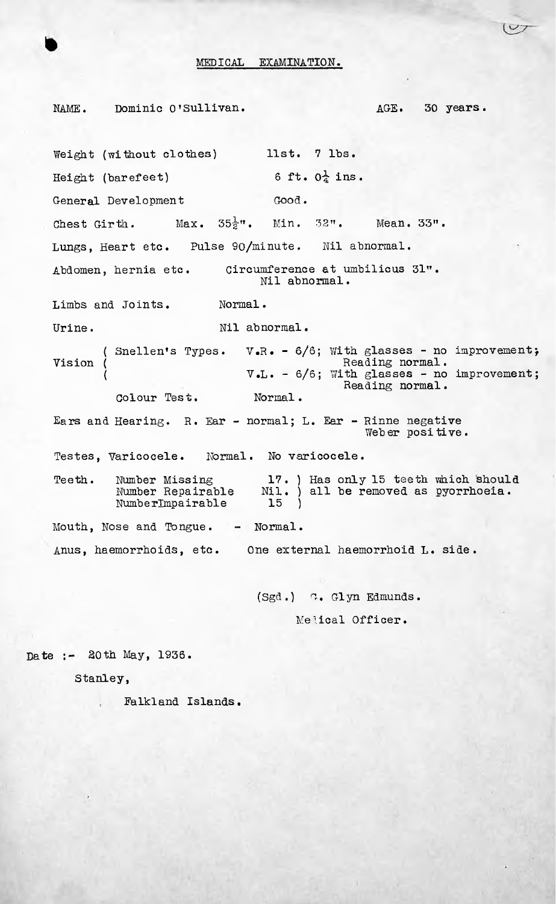# MEDICAL EXAMINATION.

NAME. Dominic O'Sullivan. AGE. 30 years.

Weight (without clothes) 11st. 7 lbs.

Height (barefeet) 6 ft. 0¼ ins.

General Development Good.

Chest Girth. Max. 35½". Min. 32". Mean. 33".

Lungs, Heart etc. Pulse 90/minute. Nil abnormal.

Abdomen, hernia etc. Circumference at umbilicus 31". Nil abnormal.

Limbs and Joints. Normal.

Urine. Nil abnormal.

Vision ( Snellen's Types. V.R. - 6/6; With glasses - no improvement; Reading normal.
V.L. - 6/6; With glasses - no improvement; Reading normal.

Colour Test. Normal.

Ears and Hearing. R. Ear - normal; L. Ear - Rinne negative Weber positive.

Testes, Varicocele. Normal. No varicocele.

Teeth. Number Missing 17. ) Has only 15 teeth which should
Number Repairable Nil. ) all be removed as pyorrhoeia.
NumberImpairable 15 )

Mouth, Nose and Tongue. - Normal.

Anus, haemorrhoids, etc. One external haemorrhoid L. side.

(Sgd.) G. Glyn Edmunds.

Medical Officer.

Date :- 20th May, 1936.

Stanley,

Falkland Islands.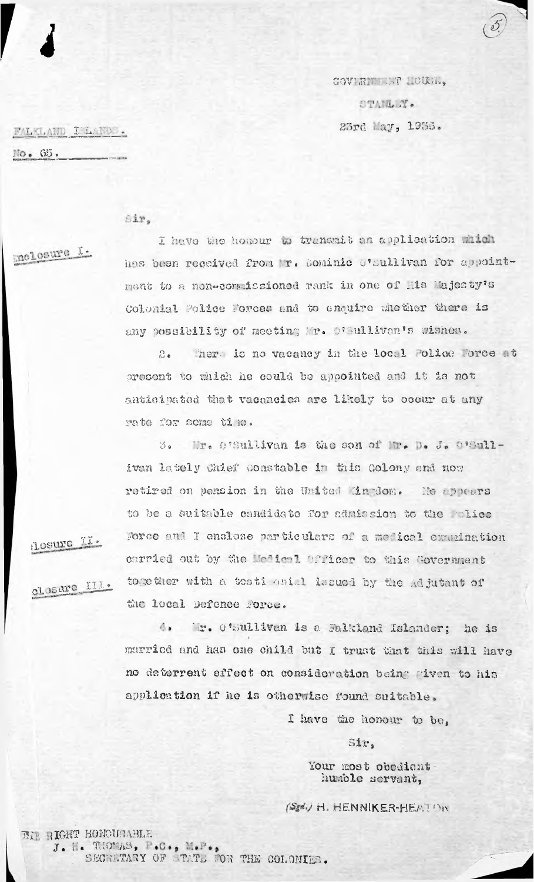GOVERNMENT HOUSE,

STANLEY.

23rd May, 1933.

FALKLAND ISLANDS.

No. 65.

Sir,

Enclosure I.

I have the honour to transmit an application which has been received from Mr. Dominic O'Sullivan for appointment to a non-commissioned rank in one of His Majesty's Colonial Police Forces and to enquire whether there is any possibility of meeting Mr. O'Sullivan's wishes.

2. There is no vacancy in the local Police Force at present to which he could be appointed and it is not anticipated that vacancies are likely to occur at any rate for some time.

3. Mr. O'Sullivan is the son of Mr. D. J. O'Sullivan lately Chief Constable in this Colony and now retired on pension in the United Kingdom. He appears to be a suitable candidate for admission to the Police Force and I enclose particulars of a medical examination carried out by the Medical Officer to this Government together with a testimonial issued by the Adjutant of the local Defence Force.

Enclosure II.

Enclosure III.

4. Mr. O'Sullivan is a Falkland Islander; he is married and has one child but I trust that this will have no deterrent effect on consideration being given to his application if he is otherwise found suitable.

I have the honour to be,

Sir,

Your most obedient humble servant,

(Sgd.) H. HENNIKER-HEATON

THE RIGHT HONOURABLE
J. H. THOMAS, P.C., M.P.,
SECRETARY OF STATE FOR THE COLONIES.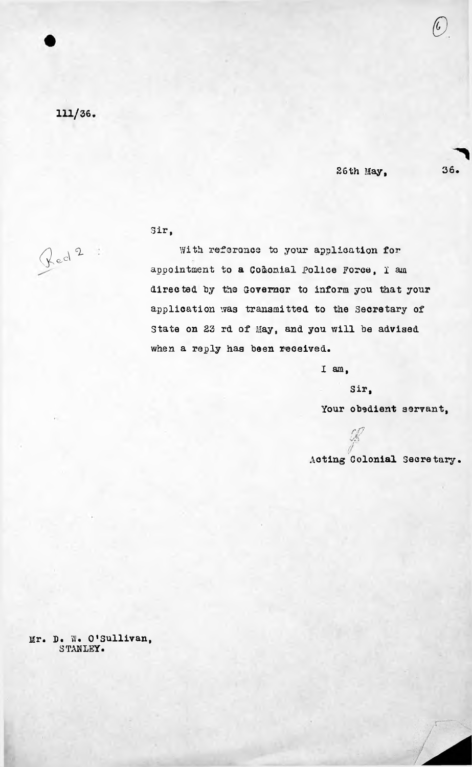111/36.

26th May, 36.

Red 2

Sir,

With reference to your application for appointment to a Coaonial Police Force, I am directed by the Governor to inform you that your application was transmitted to the Secretary of State on 23 rd of May, and you will be advised when a reply has been received.

I am,

Sir,

Your obedient servant,

Acting Colonial Secretary.

Mr. D. W. O'Sullivan,
STANLEY.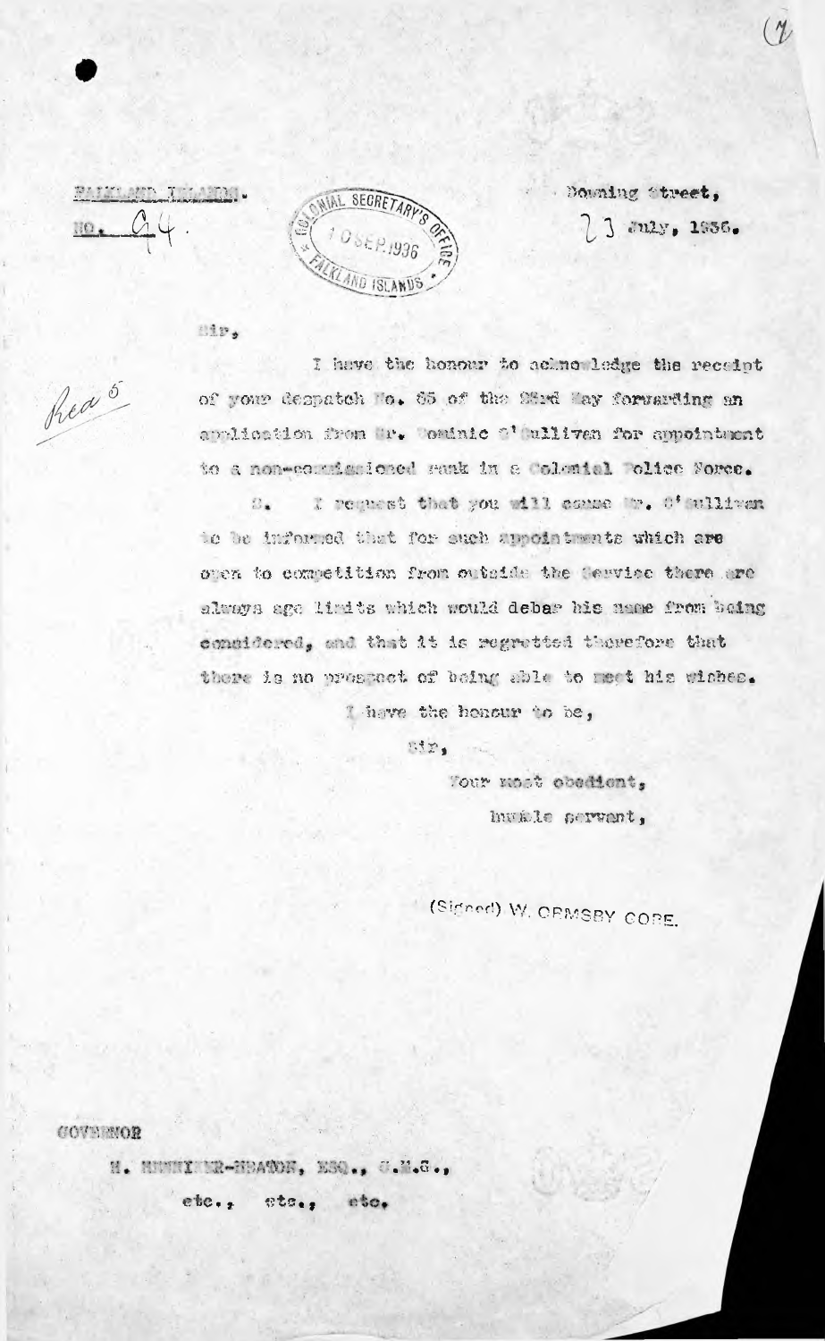FALKLAND ISLANDS.
No. 94.

COLONIAL SECRETARY'S OFFICE
10 SEP 1936
FALKLAND ISLANDS

Downing Street,
23 July, 1936.

Rec'd 5

Sir,

I have the honour to acknowledge the receipt of your despatch No. 65 of the 22nd May forwarding an application from Mr. Dominic O'Sullivan for appointment to a non-commissioned rank in a Colonial Police Force.

2. I request that you will cause Mr. O'Sullivan to be informed that for such appointments which are open to competition from outside the Service there are always age limits which would debar his name from being considered, and that it is regretted therefore that there is no prospect of being able to meet his wishes.

I have the honour to be,

Sir,

Your most obedient,

humble servant,

(Signed) W. ORMSBY GORE.

GOVERNOR

H. HENNIKER-HEATON, ESQ., C.M.G.,

etc., etc., etc.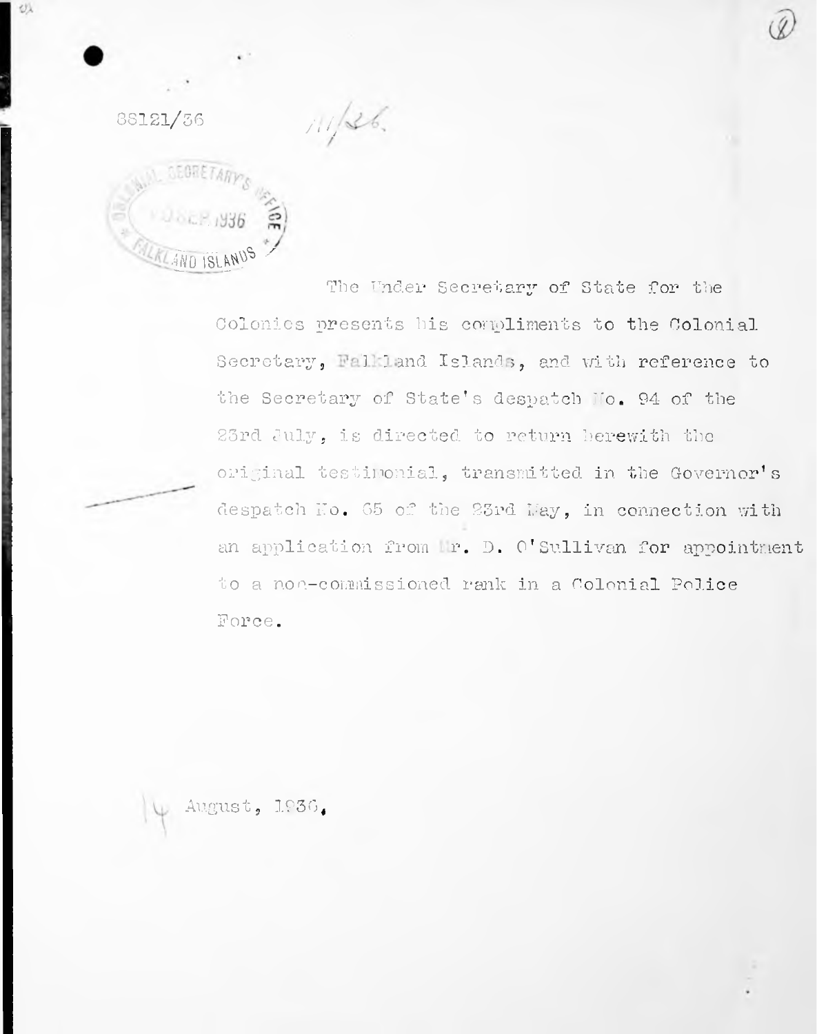88121/36

11/26.

COLONIAL SECRETARY'S OFFICE
10 SEP 1936
FALKLAND ISLANDS

The Under Secretary of State for the Colonies presents his compliments to the Colonial Secretary, Falkland Islands, and with reference to the Secretary of State's despatch No. 94 of the 23rd July, is directed to return herewith the original testimonial, transmitted in the Governor's despatch No. 65 of the 23rd May, in connection with an application from Mr. D. O'Sullivan for appointment to a non-commissioned rank in a Colonial Police Force.

14 August, 1936.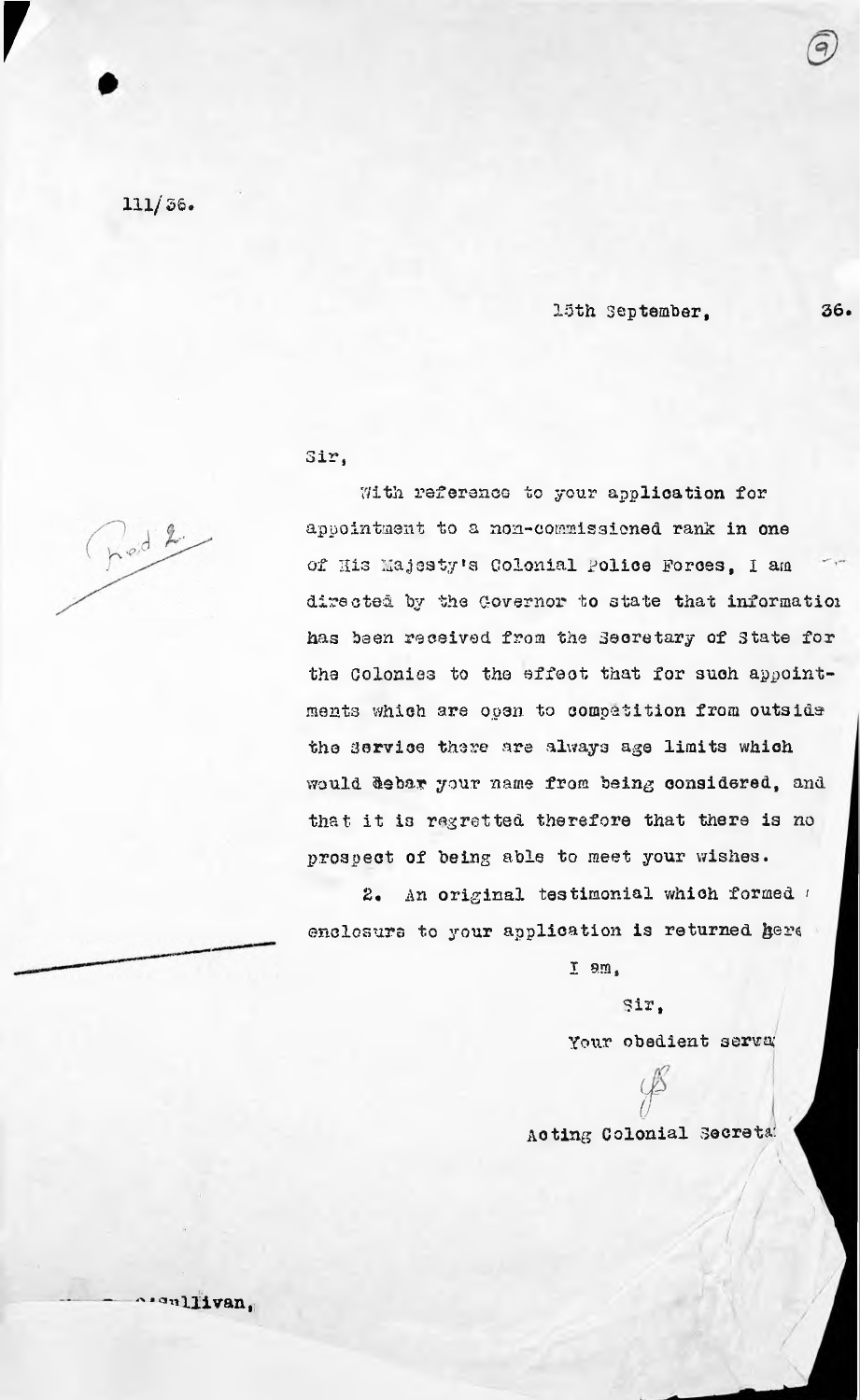111/36.

15th September, 36.

Rcd 2.

Sir,

With reference to your application for appointment to a non-commissioned rank in one of His Majesty's Colonial Police Forces, I am directed by the Governor to state that informatio has been received from the Secretary of State for the Colonies to the effect that for such appointments which are open to competition from outside the Service there are always age limits which would debar your name from being considered, and that it is regretted therefore that there is no prospect of being able to meet your wishes.

2. An original testimonial which formed enclosure to your application is returned here

I am,

Sir,

Your obedient serva

Acting Colonial Secreta

O'Sullivan,